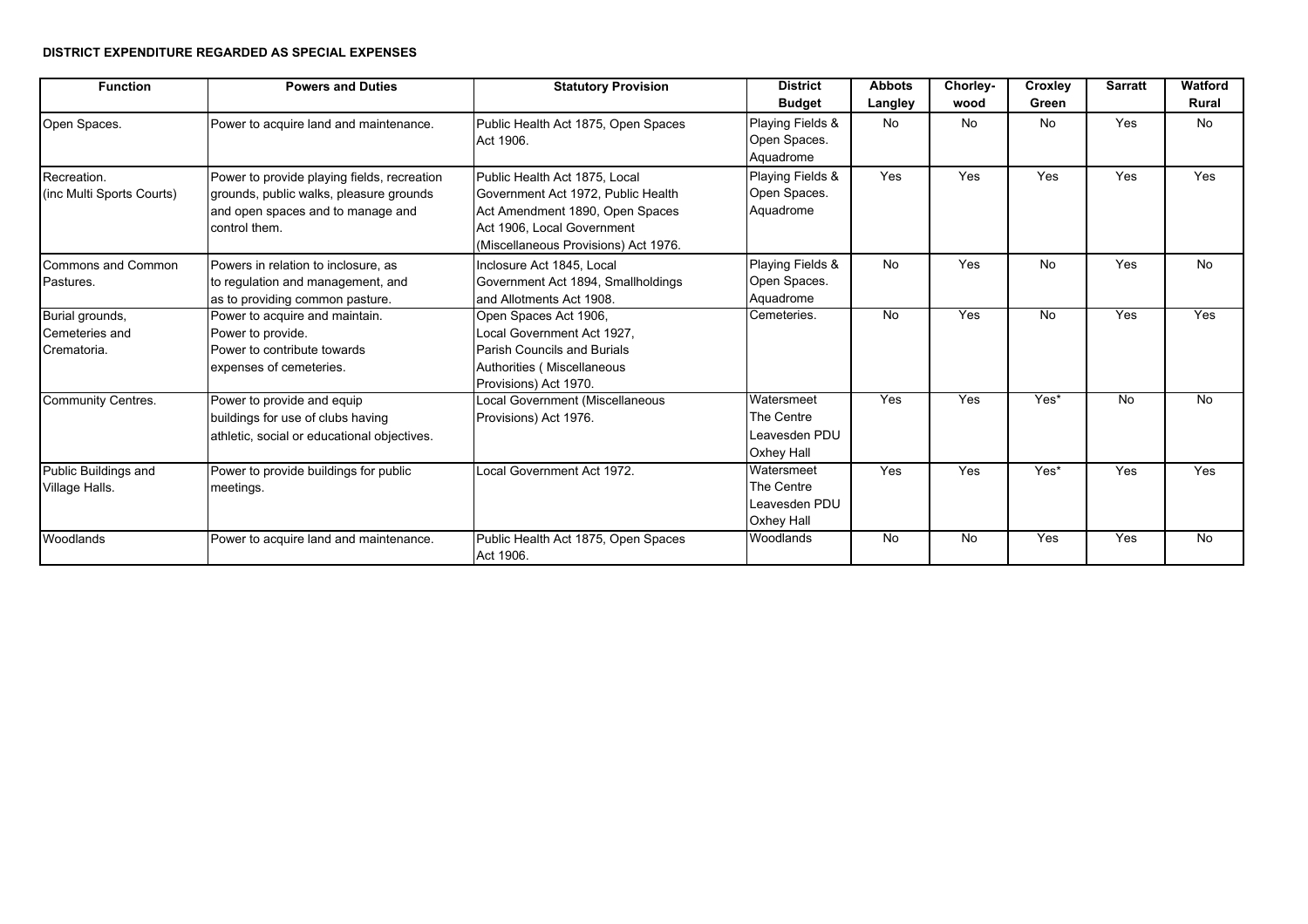**DISTRICT EXPENDITURE REGARDED AS SPECIAL EXPENSES**

| Function | Powers and Duties | Statutory Provision | District Budget | Abbots Langley | Chorley-wood | Croxley Green | Sarratt | Watford Rural |
|---|---|---|---|---|---|---|---|---|
| Open Spaces. | Power to acquire land and maintenance. | Public Health Act 1875, Open Spaces Act 1906. | Playing Fields & Open Spaces. Aquadrome | No | No | No | Yes | No |
| Recreation. (inc Multi Sports Courts) | Power to provide playing fields, recreation grounds, public walks, pleasure grounds and open spaces and to manage and control them. | Public Health Act 1875, Local Government Act 1972, Public Health Act Amendment 1890, Open Spaces Act 1906, Local Government (Miscellaneous Provisions) Act 1976. | Playing Fields & Open Spaces. Aquadrome | Yes | Yes | Yes | Yes | Yes |
| Commons and Common Pastures. | Powers in relation to inclosure, as to regulation and management, and as to providing common pasture. | Inclosure Act 1845, Local Government Act 1894, Smallholdings and Allotments Act 1908. | Playing Fields & Open Spaces. Aquadrome | No | Yes | No | Yes | No |
| Burial grounds, Cemeteries and Crematoria. | Power to acquire and maintain. Power to provide. Power to contribute towards expenses of cemeteries. | Open Spaces Act 1906, Local Government Act 1927, Parish Councils and Burials Authorities ( Miscellaneous Provisions) Act 1970. | Cemeteries. | No | Yes | No | Yes | Yes |
| Community Centres. | Power to provide and equip buildings for use of clubs having athletic, social or educational objectives. | Local Government (Miscellaneous Provisions) Act 1976. | Watersmeet The Centre Leavesden PDU Oxhey Hall | Yes | Yes | Yes* | No | No |
| Public Buildings and Village Halls. | Power to provide buildings for public meetings. | Local Government Act 1972. | Watersmeet The Centre Leavesden PDU Oxhey Hall | Yes | Yes | Yes* | Yes | Yes |
| Woodlands | Power to acquire land and maintenance. | Public Health Act 1875, Open Spaces Act 1906. | Woodlands | No | No | Yes | Yes | No |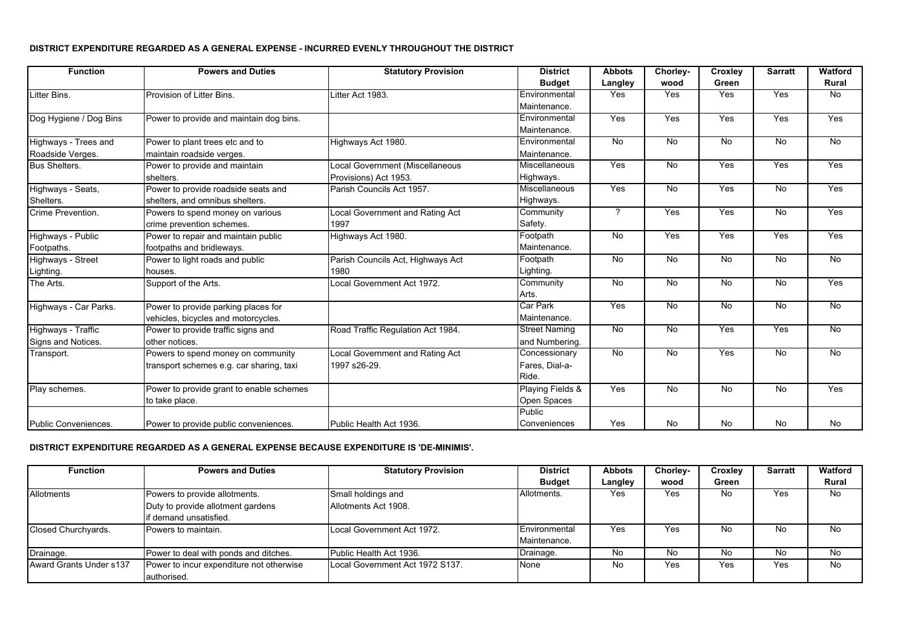**DISTRICT EXPENDITURE REGARDED AS A GENERAL EXPENSE - INCURRED EVENLY THROUGHOUT THE DISTRICT**

| Function | Powers and Duties | Statutory Provision | District Budget | Abbots Langley | Chorley-wood | Croxley Green | Sarratt | Watford Rural |
|---|---|---|---|---|---|---|---|---|
| Litter Bins. | Provision of Litter Bins. | Litter Act 1983. | Environmental Maintenance. | Yes | Yes | Yes | Yes | No |
| Dog Hygiene / Dog Bins | Power to provide and maintain dog bins. | | Environmental Maintenance. | Yes | Yes | Yes | Yes | Yes |
| Highways - Trees and Roadside Verges. | Power to plant trees etc and to maintain roadside verges. | Highways Act 1980. | Environmental Maintenance. | No | No | No | No | No |
| Bus Shelters. | Power to provide and maintain shelters. | Local Government (Miscellaneous Provisions) Act 1953. | Miscellaneous Highways. | Yes | No | Yes | Yes | Yes |
| Highways - Seats, Shelters. | Power to provide roadside seats and shelters, and omnibus shelters. | Parish Councils Act 1957. | Miscellaneous Highways. | Yes | No | Yes | No | Yes |
| Crime Prevention. | Powers to spend money on various crime prevention schemes. | Local Government and Rating Act 1997 | Community Safety. | ? | Yes | Yes | No | Yes |
| Highways - Public Footpaths. | Power to repair and maintain public footpaths and bridleways. | Highways Act 1980. | Footpath Maintenance. | No | Yes | Yes | Yes | Yes |
| Highways - Street Lighting. | Power to light roads and public houses. | Parish Councils Act, Highways Act 1980 | Footpath Lighting. | No | No | No | No | No |
| The Arts. | Support of the Arts. | Local Government Act 1972. | Community Arts. | No | No | No | No | Yes |
| Highways - Car Parks. | Power to provide parking places for vehicles, bicycles and motorcycles. | | Car Park Maintenance. | Yes | No | No | No | No |
| Highways - Traffic Signs and Notices. | Power to provide traffic signs and other notices. | Road Traffic Regulation Act 1984. | Street Naming and Numbering. | No | No | Yes | Yes | No |
| Transport. | Powers to spend money on community transport schemes e.g. car sharing, taxi | Local Government and Rating Act 1997 s26-29. | Concessionary Fares, Dial-a-Ride. | No | No | Yes | No | No |
| Play schemes. | Power to provide grant to enable schemes to take place. | | Playing Fields & Open Spaces | Yes | No | No | No | Yes |
| Public Conveniences. | Power to provide public conveniences. | Public Health Act 1936. | Public Conveniences | Yes | No | No | No | No |

**DISTRICT EXPENDITURE REGARDED AS A GENERAL EXPENSE BECAUSE EXPENDITURE IS 'DE-MINIMIS'.**

| Function | Powers and Duties | Statutory Provision | District Budget | Abbots Langley | Chorley-wood | Croxley Green | Sarratt | Watford Rural |
|---|---|---|---|---|---|---|---|---|
| Allotments | Powers to provide allotments. Duty to provide allotment gardens if demand unsatisfied. | Small holdings and Allotments Act 1908. | Allotments. | Yes | Yes | No | Yes | No |
| Closed Churchyards. | Powers to maintain. | Local Government Act 1972. | Environmental Maintenance. | Yes | Yes | No | No | No |
| Drainage. | Power to deal with ponds and ditches. | Public Health Act 1936. | Drainage. | No | No | No | No | No |
| Award Grants Under s137 | Power to incur expenditure not otherwise authorised. | Local Government Act 1972 S137. | None | No | Yes | Yes | Yes | No |